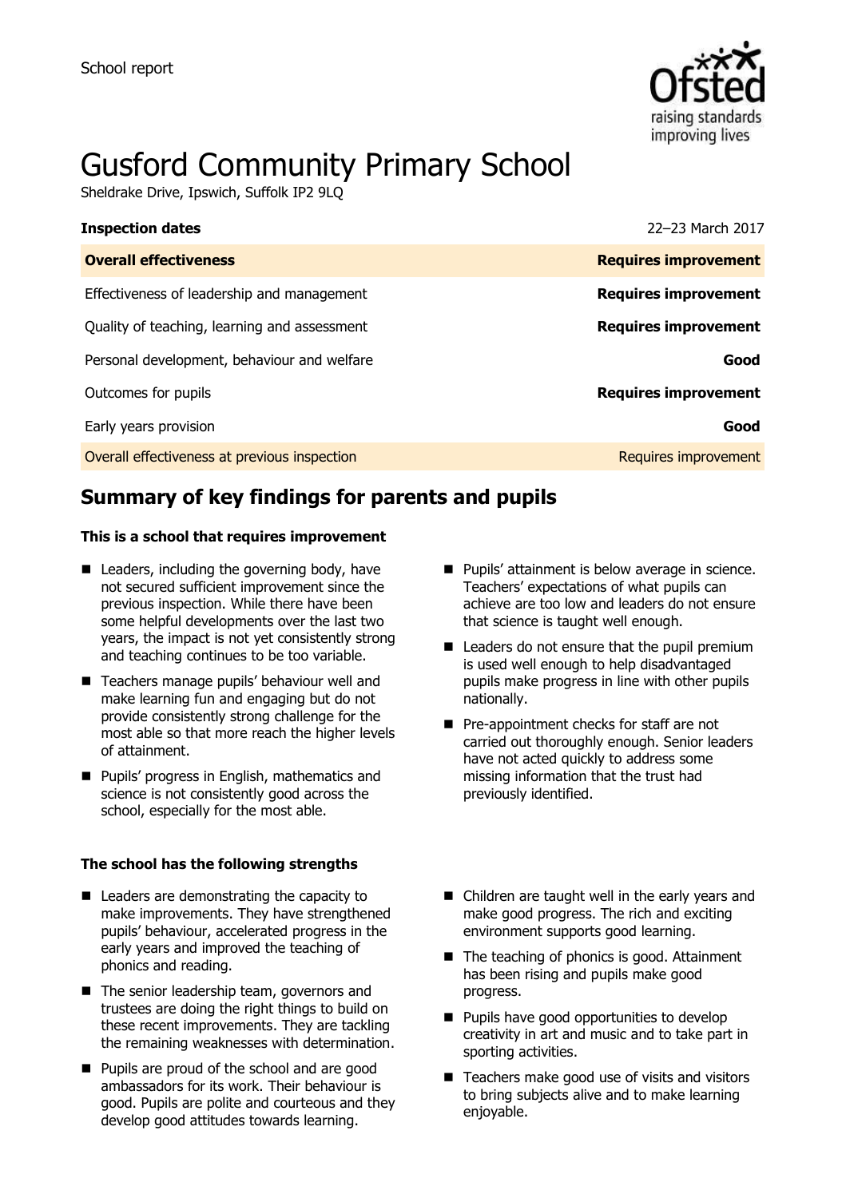School report

# Gusford Community Primary School

Sheldrake Drive, Ipswich, Suffolk IP2 9LQ

| | |
|---|---|
| **Inspection dates** | 22–23 March 2017 |
| **Overall effectiveness** | **Requires improvement** |
| Effectiveness of leadership and management | **Requires improvement** |
| Quality of teaching, learning and assessment | **Requires improvement** |
| Personal development, behaviour and welfare | **Good** |
| Outcomes for pupils | **Requires improvement** |
| Early years provision | **Good** |
| Overall effectiveness at previous inspection | Requires improvement |

## Summary of key findings for parents and pupils

**This is a school that requires improvement**

- Leaders, including the governing body, have not secured sufficient improvement since the previous inspection. While there have been some helpful developments over the last two years, the impact is not yet consistently strong and teaching continues to be too variable.
- Teachers manage pupils' behaviour well and make learning fun and engaging but do not provide consistently strong challenge for the most able so that more reach the higher levels of attainment.
- Pupils' progress in English, mathematics and science is not consistently good across the school, especially for the most able.
- Pupils' attainment is below average in science. Teachers' expectations of what pupils can achieve are too low and leaders do not ensure that science is taught well enough.
- Leaders do not ensure that the pupil premium is used well enough to help disadvantaged pupils make progress in line with other pupils nationally.
- Pre-appointment checks for staff are not carried out thoroughly enough. Senior leaders have not acted quickly to address some missing information that the trust had previously identified.

**The school has the following strengths**

- Leaders are demonstrating the capacity to make improvements. They have strengthened pupils' behaviour, accelerated progress in the early years and improved the teaching of phonics and reading.
- The senior leadership team, governors and trustees are doing the right things to build on these recent improvements. They are tackling the remaining weaknesses with determination.
- Pupils are proud of the school and are good ambassadors for its work. Their behaviour is good. Pupils are polite and courteous and they develop good attitudes towards learning.
- Children are taught well in the early years and make good progress. The rich and exciting environment supports good learning.
- The teaching of phonics is good. Attainment has been rising and pupils make good progress.
- Pupils have good opportunities to develop creativity in art and music and to take part in sporting activities.
- Teachers make good use of visits and visitors to bring subjects alive and to make learning enjoyable.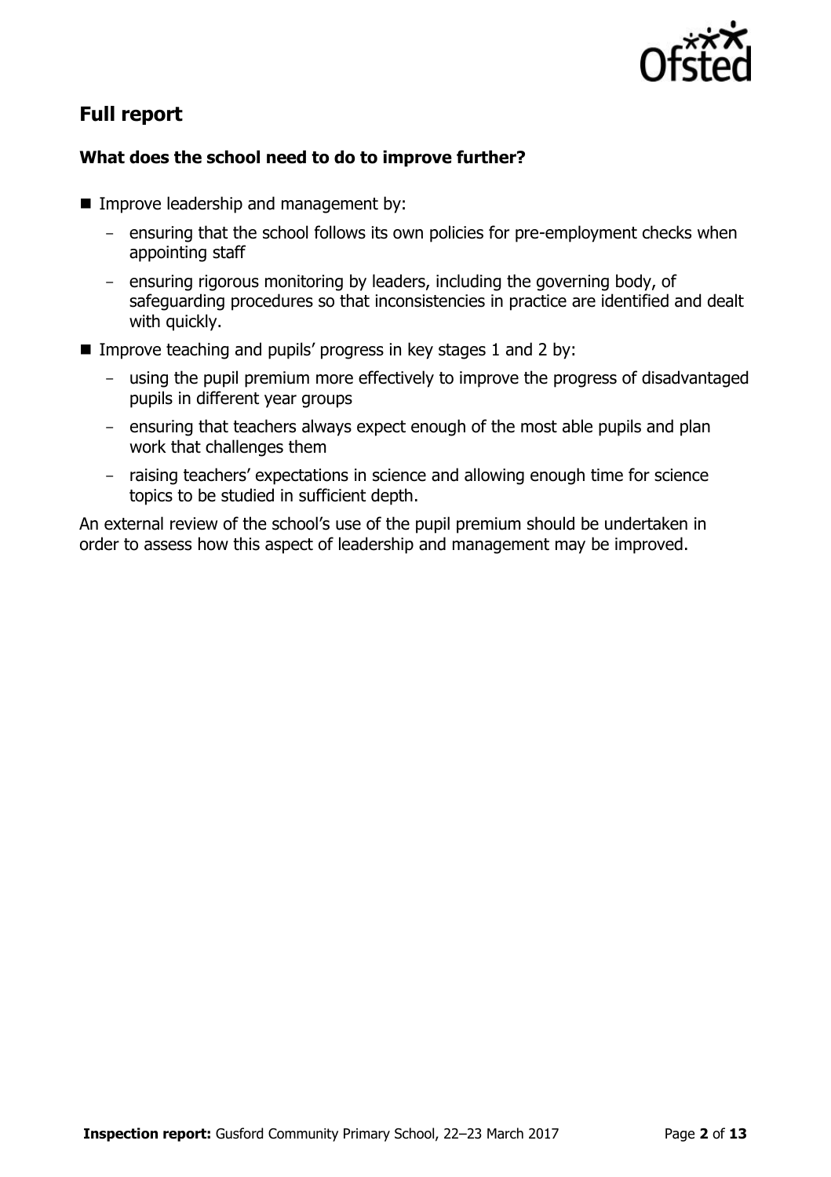## Full report

### What does the school need to do to improve further?

- Improve leadership and management by:
  - ensuring that the school follows its own policies for pre-employment checks when appointing staff
  - ensuring rigorous monitoring by leaders, including the governing body, of safeguarding procedures so that inconsistencies in practice are identified and dealt with quickly.
- Improve teaching and pupils' progress in key stages 1 and 2 by:
  - using the pupil premium more effectively to improve the progress of disadvantaged pupils in different year groups
  - ensuring that teachers always expect enough of the most able pupils and plan work that challenges them
  - raising teachers' expectations in science and allowing enough time for science topics to be studied in sufficient depth.

An external review of the school's use of the pupil premium should be undertaken in order to assess how this aspect of leadership and management may be improved.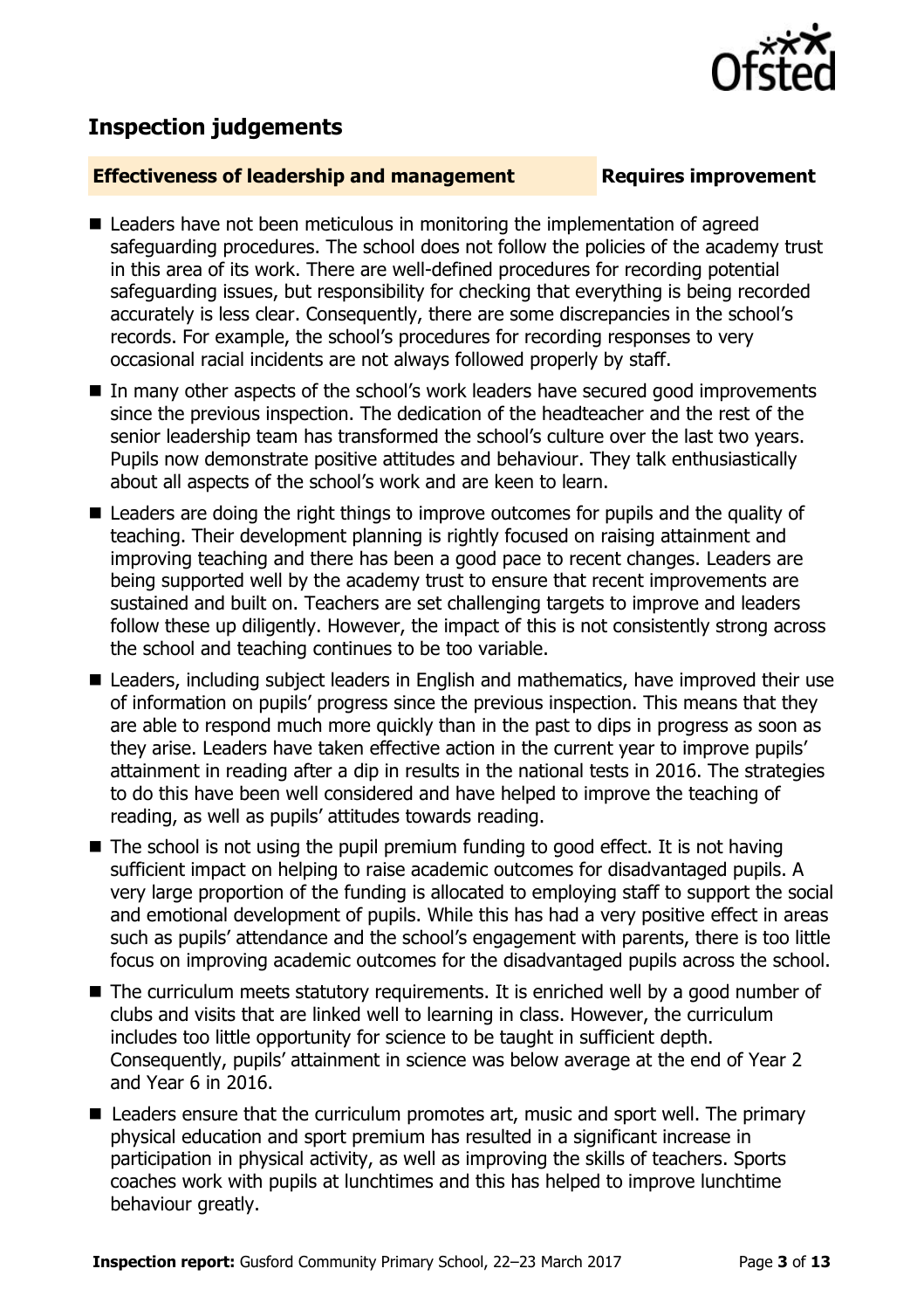## Inspection judgements

**Effectiveness of leadership and management** **Requires improvement**

- Leaders have not been meticulous in monitoring the implementation of agreed safeguarding procedures. The school does not follow the policies of the academy trust in this area of its work. There are well-defined procedures for recording potential safeguarding issues, but responsibility for checking that everything is being recorded accurately is less clear. Consequently, there are some discrepancies in the school's records. For example, the school's procedures for recording responses to very occasional racial incidents are not always followed properly by staff.
- In many other aspects of the school's work leaders have secured good improvements since the previous inspection. The dedication of the headteacher and the rest of the senior leadership team has transformed the school's culture over the last two years. Pupils now demonstrate positive attitudes and behaviour. They talk enthusiastically about all aspects of the school's work and are keen to learn.
- Leaders are doing the right things to improve outcomes for pupils and the quality of teaching. Their development planning is rightly focused on raising attainment and improving teaching and there has been a good pace to recent changes. Leaders are being supported well by the academy trust to ensure that recent improvements are sustained and built on. Teachers are set challenging targets to improve and leaders follow these up diligently. However, the impact of this is not consistently strong across the school and teaching continues to be too variable.
- Leaders, including subject leaders in English and mathematics, have improved their use of information on pupils' progress since the previous inspection. This means that they are able to respond much more quickly than in the past to dips in progress as soon as they arise. Leaders have taken effective action in the current year to improve pupils' attainment in reading after a dip in results in the national tests in 2016. The strategies to do this have been well considered and have helped to improve the teaching of reading, as well as pupils' attitudes towards reading.
- The school is not using the pupil premium funding to good effect. It is not having sufficient impact on helping to raise academic outcomes for disadvantaged pupils. A very large proportion of the funding is allocated to employing staff to support the social and emotional development of pupils. While this has had a very positive effect in areas such as pupils' attendance and the school's engagement with parents, there is too little focus on improving academic outcomes for the disadvantaged pupils across the school.
- The curriculum meets statutory requirements. It is enriched well by a good number of clubs and visits that are linked well to learning in class. However, the curriculum includes too little opportunity for science to be taught in sufficient depth. Consequently, pupils' attainment in science was below average at the end of Year 2 and Year 6 in 2016.
- Leaders ensure that the curriculum promotes art, music and sport well. The primary physical education and sport premium has resulted in a significant increase in participation in physical activity, as well as improving the skills of teachers. Sports coaches work with pupils at lunchtimes and this has helped to improve lunchtime behaviour greatly.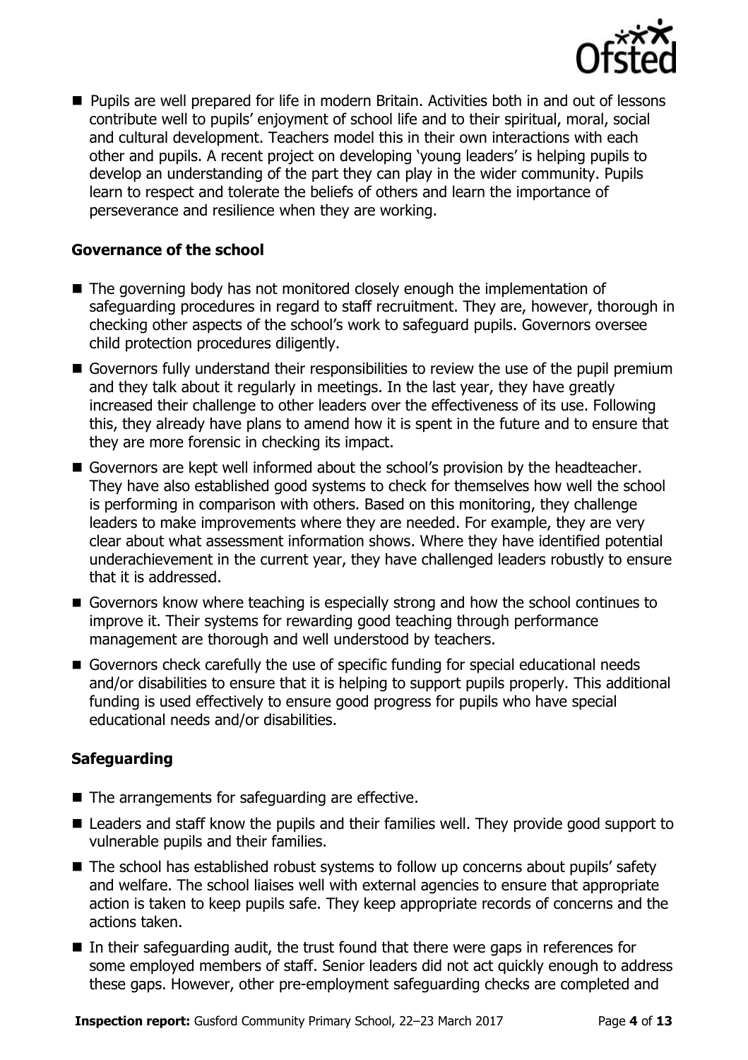- Pupils are well prepared for life in modern Britain. Activities both in and out of lessons contribute well to pupils' enjoyment of school life and to their spiritual, moral, social and cultural development. Teachers model this in their own interactions with each other and pupils. A recent project on developing 'young leaders' is helping pupils to develop an understanding of the part they can play in the wider community. Pupils learn to respect and tolerate the beliefs of others and learn the importance of perseverance and resilience when they are working.

### Governance of the school

- The governing body has not monitored closely enough the implementation of safeguarding procedures in regard to staff recruitment. They are, however, thorough in checking other aspects of the school's work to safeguard pupils. Governors oversee child protection procedures diligently.
- Governors fully understand their responsibilities to review the use of the pupil premium and they talk about it regularly in meetings. In the last year, they have greatly increased their challenge to other leaders over the effectiveness of its use. Following this, they already have plans to amend how it is spent in the future and to ensure that they are more forensic in checking its impact.
- Governors are kept well informed about the school's provision by the headteacher. They have also established good systems to check for themselves how well the school is performing in comparison with others. Based on this monitoring, they challenge leaders to make improvements where they are needed. For example, they are very clear about what assessment information shows. Where they have identified potential underachievement in the current year, they have challenged leaders robustly to ensure that it is addressed.
- Governors know where teaching is especially strong and how the school continues to improve it. Their systems for rewarding good teaching through performance management are thorough and well understood by teachers.
- Governors check carefully the use of specific funding for special educational needs and/or disabilities to ensure that it is helping to support pupils properly. This additional funding is used effectively to ensure good progress for pupils who have special educational needs and/or disabilities.

### Safeguarding

- The arrangements for safeguarding are effective.
- Leaders and staff know the pupils and their families well. They provide good support to vulnerable pupils and their families.
- The school has established robust systems to follow up concerns about pupils' safety and welfare. The school liaises well with external agencies to ensure that appropriate action is taken to keep pupils safe. They keep appropriate records of concerns and the actions taken.
- In their safeguarding audit, the trust found that there were gaps in references for some employed members of staff. Senior leaders did not act quickly enough to address these gaps. However, other pre-employment safeguarding checks are completed and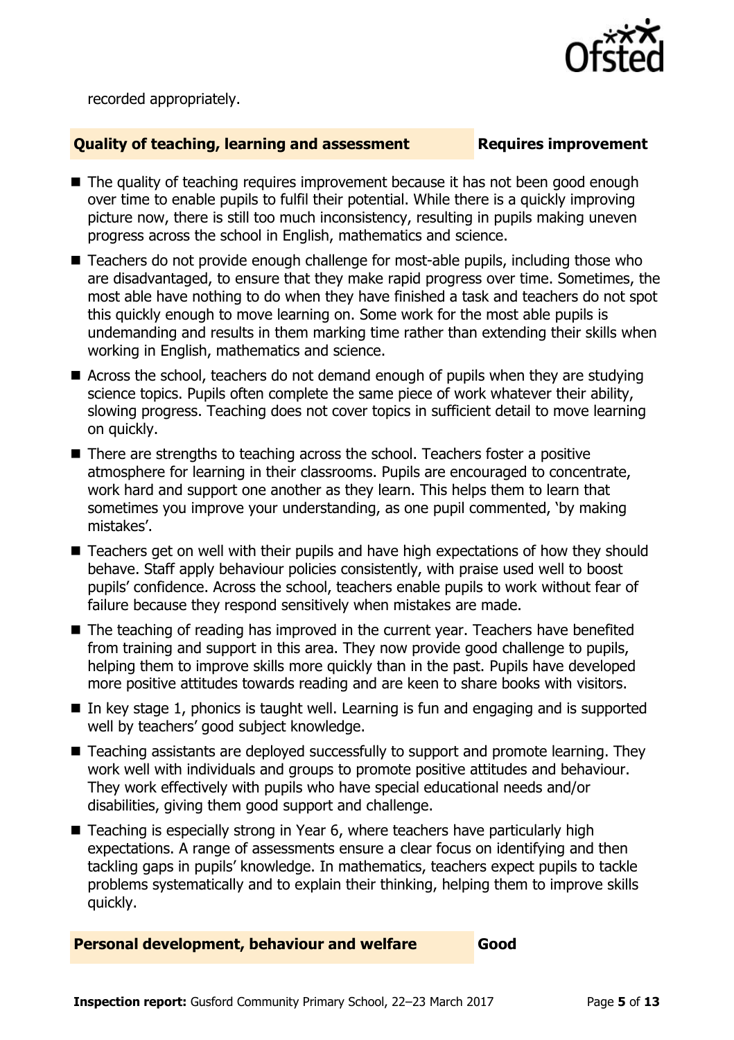recorded appropriately.

## Quality of teaching, learning and assessment — Requires improvement

- The quality of teaching requires improvement because it has not been good enough over time to enable pupils to fulfil their potential. While there is a quickly improving picture now, there is still too much inconsistency, resulting in pupils making uneven progress across the school in English, mathematics and science.
- Teachers do not provide enough challenge for most-able pupils, including those who are disadvantaged, to ensure that they make rapid progress over time. Sometimes, the most able have nothing to do when they have finished a task and teachers do not spot this quickly enough to move learning on. Some work for the most able pupils is undemanding and results in them marking time rather than extending their skills when working in English, mathematics and science.
- Across the school, teachers do not demand enough of pupils when they are studying science topics. Pupils often complete the same piece of work whatever their ability, slowing progress. Teaching does not cover topics in sufficient detail to move learning on quickly.
- There are strengths to teaching across the school. Teachers foster a positive atmosphere for learning in their classrooms. Pupils are encouraged to concentrate, work hard and support one another as they learn. This helps them to learn that sometimes you improve your understanding, as one pupil commented, 'by making mistakes'.
- Teachers get on well with their pupils and have high expectations of how they should behave. Staff apply behaviour policies consistently, with praise used well to boost pupils' confidence. Across the school, teachers enable pupils to work without fear of failure because they respond sensitively when mistakes are made.
- The teaching of reading has improved in the current year. Teachers have benefited from training and support in this area. They now provide good challenge to pupils, helping them to improve skills more quickly than in the past. Pupils have developed more positive attitudes towards reading and are keen to share books with visitors.
- In key stage 1, phonics is taught well. Learning is fun and engaging and is supported well by teachers' good subject knowledge.
- Teaching assistants are deployed successfully to support and promote learning. They work well with individuals and groups to promote positive attitudes and behaviour. They work effectively with pupils who have special educational needs and/or disabilities, giving them good support and challenge.
- Teaching is especially strong in Year 6, where teachers have particularly high expectations. A range of assessments ensure a clear focus on identifying and then tackling gaps in pupils' knowledge. In mathematics, teachers expect pupils to tackle problems systematically and to explain their thinking, helping them to improve skills quickly.

## Personal development, behaviour and welfare — Good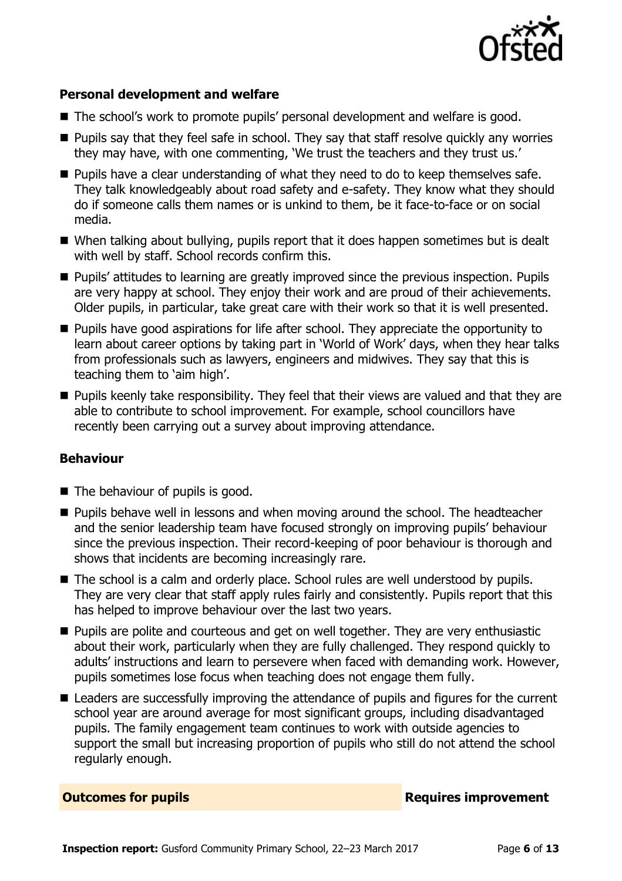### Personal development and welfare

- The school's work to promote pupils' personal development and welfare is good.
- Pupils say that they feel safe in school. They say that staff resolve quickly any worries they may have, with one commenting, 'We trust the teachers and they trust us.'
- Pupils have a clear understanding of what they need to do to keep themselves safe. They talk knowledgeably about road safety and e-safety. They know what they should do if someone calls them names or is unkind to them, be it face-to-face or on social media.
- When talking about bullying, pupils report that it does happen sometimes but is dealt with well by staff. School records confirm this.
- Pupils' attitudes to learning are greatly improved since the previous inspection. Pupils are very happy at school. They enjoy their work and are proud of their achievements. Older pupils, in particular, take great care with their work so that it is well presented.
- Pupils have good aspirations for life after school. They appreciate the opportunity to learn about career options by taking part in 'World of Work' days, when they hear talks from professionals such as lawyers, engineers and midwives. They say that this is teaching them to 'aim high'.
- Pupils keenly take responsibility. They feel that their views are valued and that they are able to contribute to school improvement. For example, school councillors have recently been carrying out a survey about improving attendance.

### Behaviour

- The behaviour of pupils is good.
- Pupils behave well in lessons and when moving around the school. The headteacher and the senior leadership team have focused strongly on improving pupils' behaviour since the previous inspection. Their record-keeping of poor behaviour is thorough and shows that incidents are becoming increasingly rare.
- The school is a calm and orderly place. School rules are well understood by pupils. They are very clear that staff apply rules fairly and consistently. Pupils report that this has helped to improve behaviour over the last two years.
- Pupils are polite and courteous and get on well together. They are very enthusiastic about their work, particularly when they are fully challenged. They respond quickly to adults' instructions and learn to persevere when faced with demanding work. However, pupils sometimes lose focus when teaching does not engage them fully.
- Leaders are successfully improving the attendance of pupils and figures for the current school year are around average for most significant groups, including disadvantaged pupils. The family engagement team continues to work with outside agencies to support the small but increasing proportion of pupils who still do not attend the school regularly enough.

## Outcomes for pupils — Requires improvement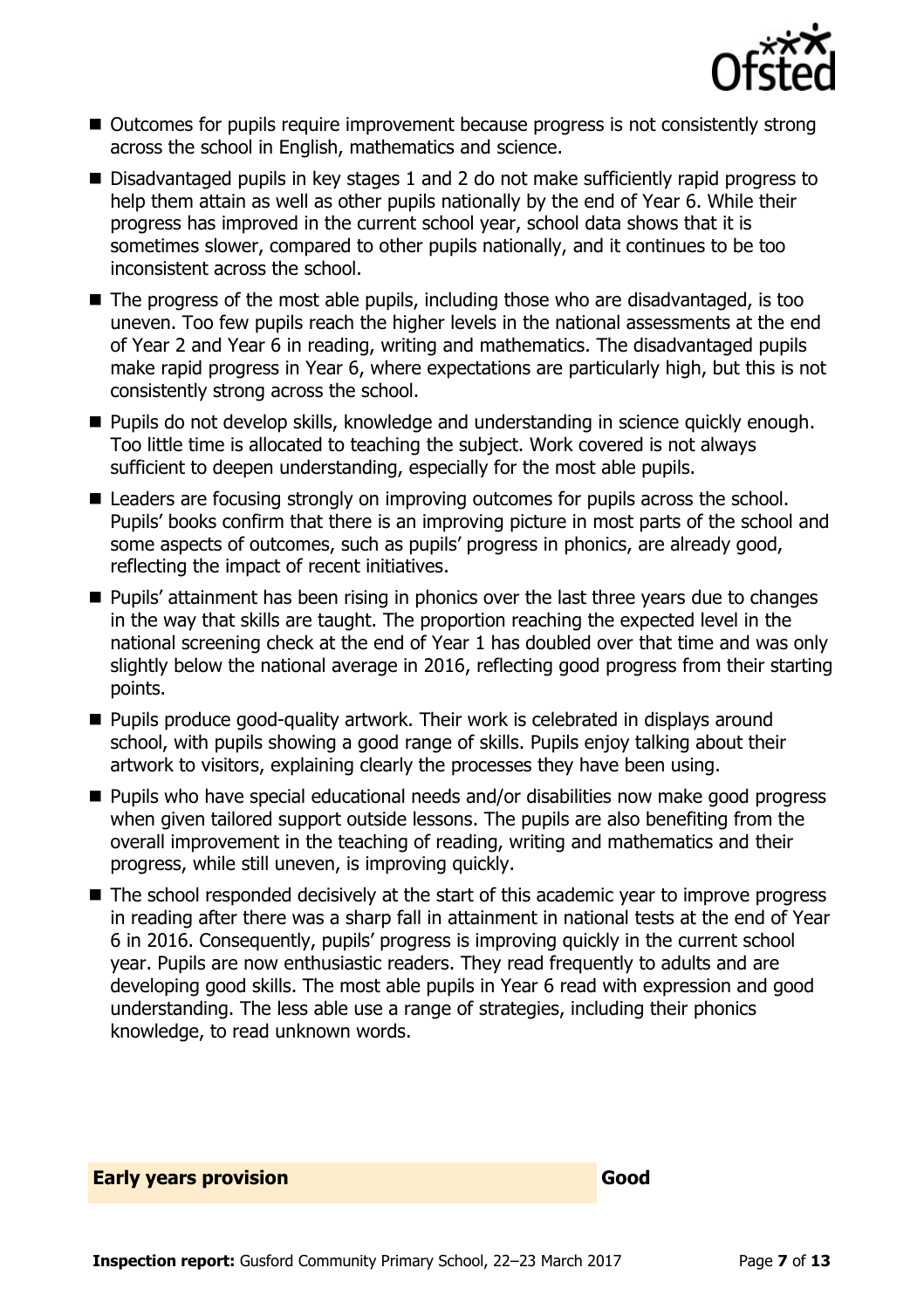- Outcomes for pupils require improvement because progress is not consistently strong across the school in English, mathematics and science.
- Disadvantaged pupils in key stages 1 and 2 do not make sufficiently rapid progress to help them attain as well as other pupils nationally by the end of Year 6. While their progress has improved in the current school year, school data shows that it is sometimes slower, compared to other pupils nationally, and it continues to be too inconsistent across the school.
- The progress of the most able pupils, including those who are disadvantaged, is too uneven. Too few pupils reach the higher levels in the national assessments at the end of Year 2 and Year 6 in reading, writing and mathematics. The disadvantaged pupils make rapid progress in Year 6, where expectations are particularly high, but this is not consistently strong across the school.
- Pupils do not develop skills, knowledge and understanding in science quickly enough. Too little time is allocated to teaching the subject. Work covered is not always sufficient to deepen understanding, especially for the most able pupils.
- Leaders are focusing strongly on improving outcomes for pupils across the school. Pupils' books confirm that there is an improving picture in most parts of the school and some aspects of outcomes, such as pupils' progress in phonics, are already good, reflecting the impact of recent initiatives.
- Pupils' attainment has been rising in phonics over the last three years due to changes in the way that skills are taught. The proportion reaching the expected level in the national screening check at the end of Year 1 has doubled over that time and was only slightly below the national average in 2016, reflecting good progress from their starting points.
- Pupils produce good-quality artwork. Their work is celebrated in displays around school, with pupils showing a good range of skills. Pupils enjoy talking about their artwork to visitors, explaining clearly the processes they have been using.
- Pupils who have special educational needs and/or disabilities now make good progress when given tailored support outside lessons. The pupils are also benefiting from the overall improvement in the teaching of reading, writing and mathematics and their progress, while still uneven, is improving quickly.
- The school responded decisively at the start of this academic year to improve progress in reading after there was a sharp fall in attainment in national tests at the end of Year 6 in 2016. Consequently, pupils' progress is improving quickly in the current school year. Pupils are now enthusiastic readers. They read frequently to adults and are developing good skills. The most able pupils in Year 6 read with expression and good understanding. The less able use a range of strategies, including their phonics knowledge, to read unknown words.

## Early years provision — Good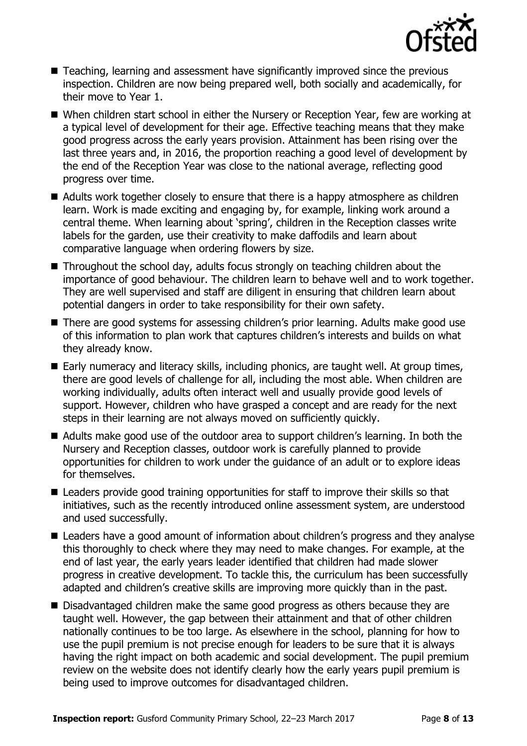- Teaching, learning and assessment have significantly improved since the previous inspection. Children are now being prepared well, both socially and academically, for their move to Year 1.
- When children start school in either the Nursery or Reception Year, few are working at a typical level of development for their age. Effective teaching means that they make good progress across the early years provision. Attainment has been rising over the last three years and, in 2016, the proportion reaching a good level of development by the end of the Reception Year was close to the national average, reflecting good progress over time.
- Adults work together closely to ensure that there is a happy atmosphere as children learn. Work is made exciting and engaging by, for example, linking work around a central theme. When learning about 'spring', children in the Reception classes write labels for the garden, use their creativity to make daffodils and learn about comparative language when ordering flowers by size.
- Throughout the school day, adults focus strongly on teaching children about the importance of good behaviour. The children learn to behave well and to work together. They are well supervised and staff are diligent in ensuring that children learn about potential dangers in order to take responsibility for their own safety.
- There are good systems for assessing children's prior learning. Adults make good use of this information to plan work that captures children's interests and builds on what they already know.
- Early numeracy and literacy skills, including phonics, are taught well. At group times, there are good levels of challenge for all, including the most able. When children are working individually, adults often interact well and usually provide good levels of support. However, children who have grasped a concept and are ready for the next steps in their learning are not always moved on sufficiently quickly.
- Adults make good use of the outdoor area to support children's learning. In both the Nursery and Reception classes, outdoor work is carefully planned to provide opportunities for children to work under the guidance of an adult or to explore ideas for themselves.
- Leaders provide good training opportunities for staff to improve their skills so that initiatives, such as the recently introduced online assessment system, are understood and used successfully.
- Leaders have a good amount of information about children's progress and they analyse this thoroughly to check where they may need to make changes. For example, at the end of last year, the early years leader identified that children had made slower progress in creative development. To tackle this, the curriculum has been successfully adapted and children's creative skills are improving more quickly than in the past.
- Disadvantaged children make the same good progress as others because they are taught well. However, the gap between their attainment and that of other children nationally continues to be too large. As elsewhere in the school, planning for how to use the pupil premium is not precise enough for leaders to be sure that it is always having the right impact on both academic and social development. The pupil premium review on the website does not identify clearly how the early years pupil premium is being used to improve outcomes for disadvantaged children.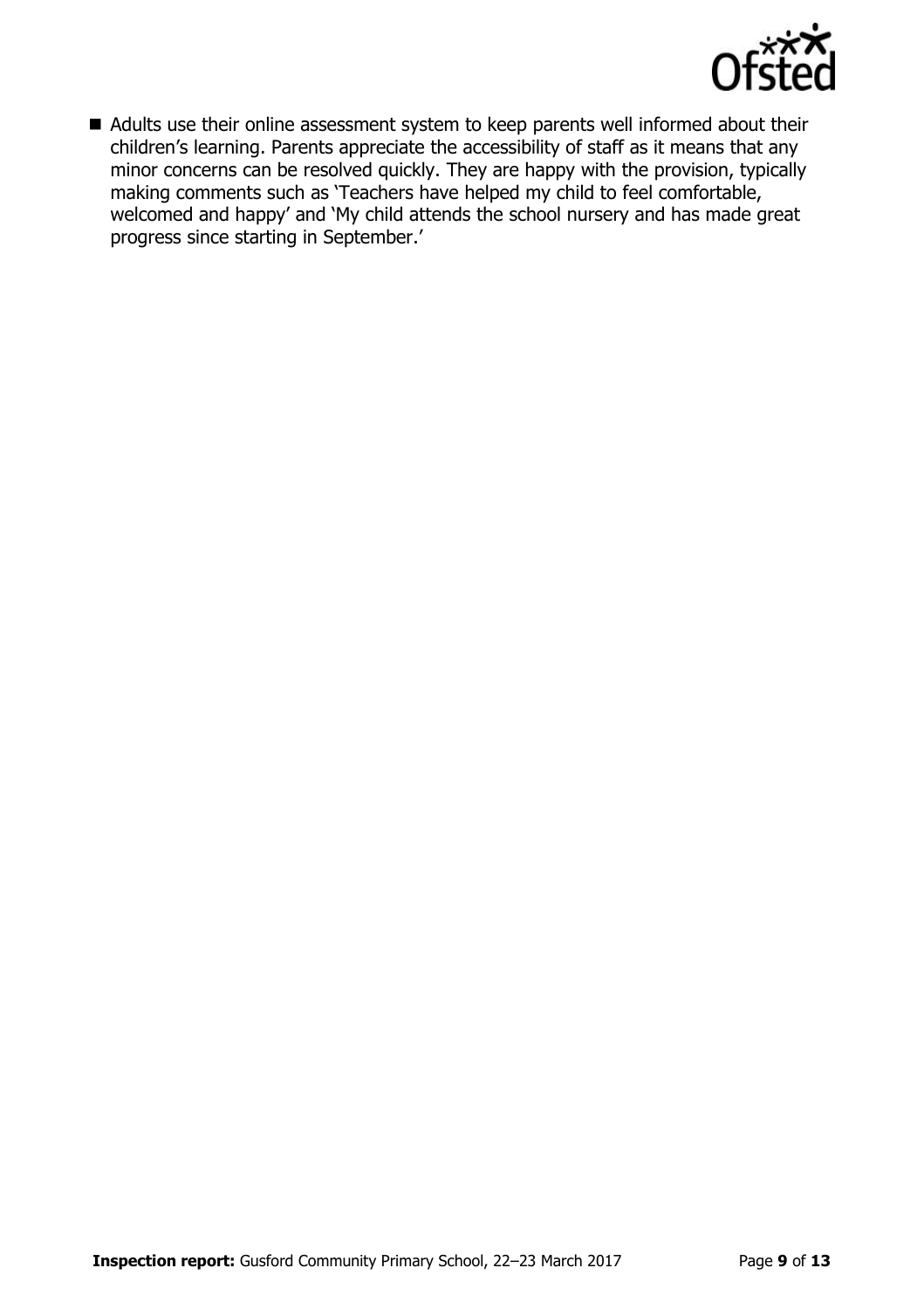- Adults use their online assessment system to keep parents well informed about their children's learning. Parents appreciate the accessibility of staff as it means that any minor concerns can be resolved quickly. They are happy with the provision, typically making comments such as 'Teachers have helped my child to feel comfortable, welcomed and happy' and 'My child attends the school nursery and has made great progress since starting in September.'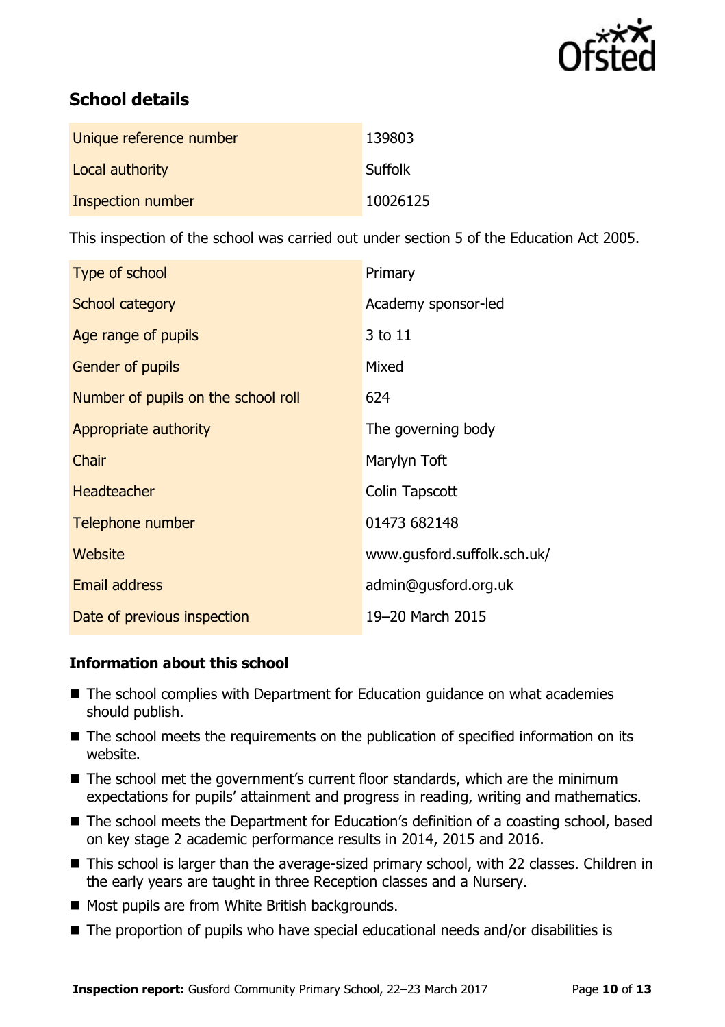## School details

| | |
|---|---|
| Unique reference number | 139803 |
| Local authority | Suffolk |
| Inspection number | 10026125 |

This inspection of the school was carried out under section 5 of the Education Act 2005.

| | |
|---|---|
| Type of school | Primary |
| School category | Academy sponsor-led |
| Age range of pupils | 3 to 11 |
| Gender of pupils | Mixed |
| Number of pupils on the school roll | 624 |
| Appropriate authority | The governing body |
| Chair | Marylyn Toft |
| Headteacher | Colin Tapscott |
| Telephone number | 01473 682148 |
| Website | www.gusford.suffolk.sch.uk/ |
| Email address | admin@gusford.org.uk |
| Date of previous inspection | 19–20 March 2015 |

### Information about this school

- The school complies with Department for Education guidance on what academies should publish.
- The school meets the requirements on the publication of specified information on its website.
- The school met the government's current floor standards, which are the minimum expectations for pupils' attainment and progress in reading, writing and mathematics.
- The school meets the Department for Education's definition of a coasting school, based on key stage 2 academic performance results in 2014, 2015 and 2016.
- This school is larger than the average-sized primary school, with 22 classes. Children in the early years are taught in three Reception classes and a Nursery.
- Most pupils are from White British backgrounds.
- The proportion of pupils who have special educational needs and/or disabilities is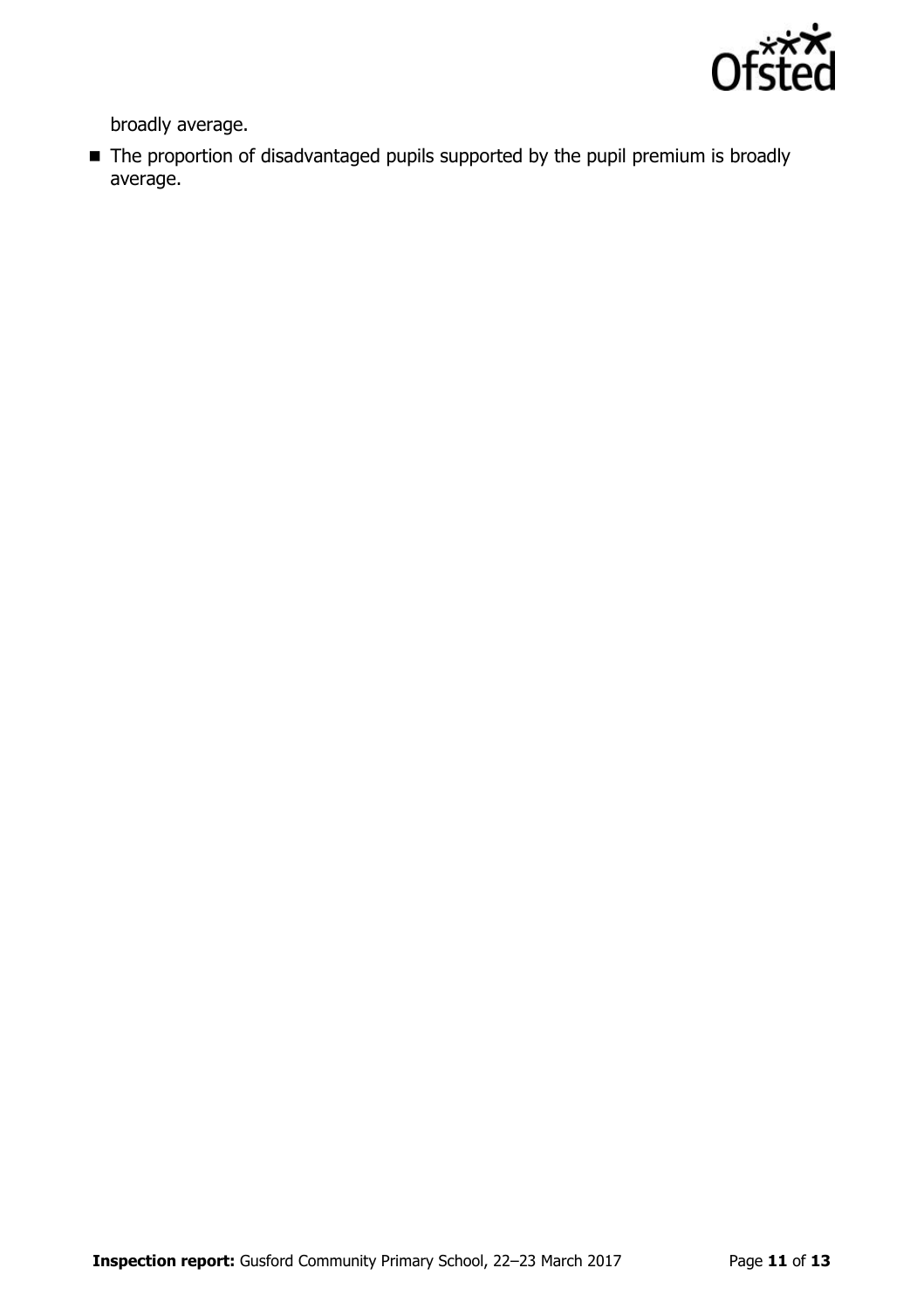broadly average.

- The proportion of disadvantaged pupils supported by the pupil premium is broadly average.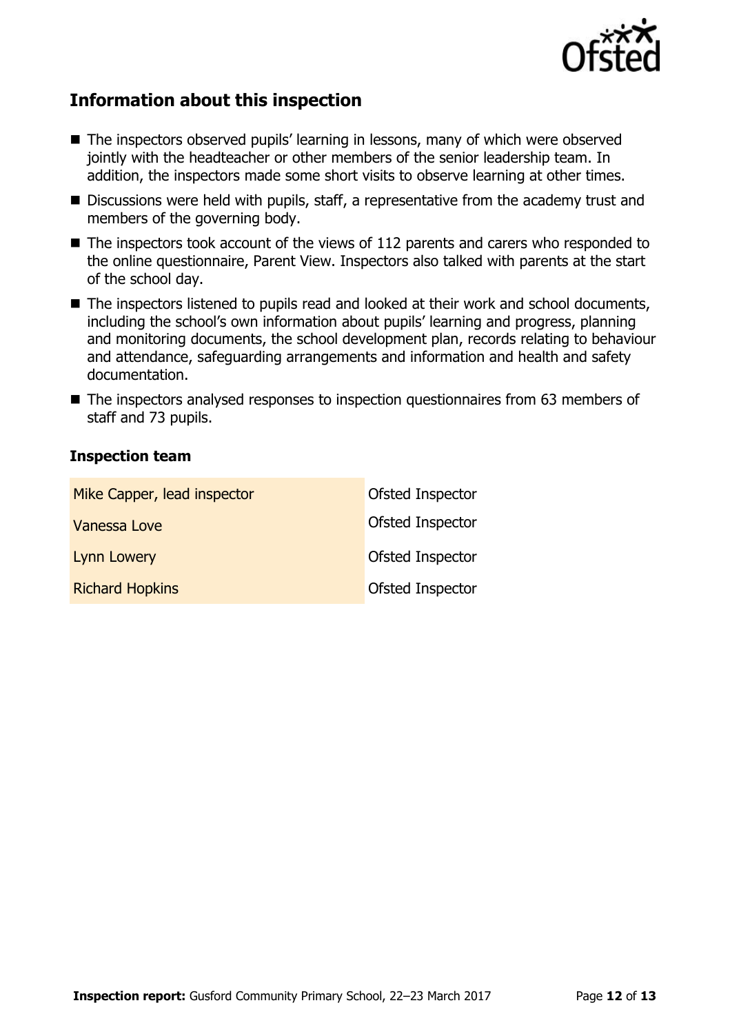## Information about this inspection

- The inspectors observed pupils' learning in lessons, many of which were observed jointly with the headteacher or other members of the senior leadership team. In addition, the inspectors made some short visits to observe learning at other times.
- Discussions were held with pupils, staff, a representative from the academy trust and members of the governing body.
- The inspectors took account of the views of 112 parents and carers who responded to the online questionnaire, Parent View. Inspectors also talked with parents at the start of the school day.
- The inspectors listened to pupils read and looked at their work and school documents, including the school's own information about pupils' learning and progress, planning and monitoring documents, the school development plan, records relating to behaviour and attendance, safeguarding arrangements and information and health and safety documentation.
- The inspectors analysed responses to inspection questionnaires from 63 members of staff and 73 pupils.

### Inspection team

| | |
|---|---|
| Mike Capper, lead inspector | Ofsted Inspector |
| Vanessa Love | Ofsted Inspector |
| Lynn Lowery | Ofsted Inspector |
| Richard Hopkins | Ofsted Inspector |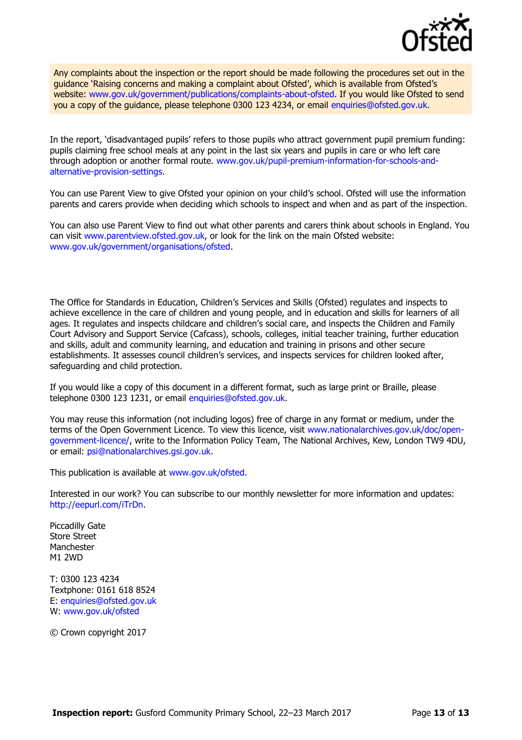Any complaints about the inspection or the report should be made following the procedures set out in the guidance 'Raising concerns and making a complaint about Ofsted', which is available from Ofsted's website: www.gov.uk/government/publications/complaints-about-ofsted. If you would like Ofsted to send you a copy of the guidance, please telephone 0300 123 4234, or email enquiries@ofsted.gov.uk.

In the report, 'disadvantaged pupils' refers to those pupils who attract government pupil premium funding: pupils claiming free school meals at any point in the last six years and pupils in care or who left care through adoption or another formal route. www.gov.uk/pupil-premium-information-for-schools-and-alternative-provision-settings.

You can use Parent View to give Ofsted your opinion on your child's school. Ofsted will use the information parents and carers provide when deciding which schools to inspect and when and as part of the inspection.

You can also use Parent View to find out what other parents and carers think about schools in England. You can visit www.parentview.ofsted.gov.uk, or look for the link on the main Ofsted website: www.gov.uk/government/organisations/ofsted.

The Office for Standards in Education, Children's Services and Skills (Ofsted) regulates and inspects to achieve excellence in the care of children and young people, and in education and skills for learners of all ages. It regulates and inspects childcare and children's social care, and inspects the Children and Family Court Advisory and Support Service (Cafcass), schools, colleges, initial teacher training, further education and skills, adult and community learning, and education and training in prisons and other secure establishments. It assesses council children's services, and inspects services for children looked after, safeguarding and child protection.

If you would like a copy of this document in a different format, such as large print or Braille, please telephone 0300 123 1231, or email enquiries@ofsted.gov.uk.

You may reuse this information (not including logos) free of charge in any format or medium, under the terms of the Open Government Licence. To view this licence, visit www.nationalarchives.gov.uk/doc/open-government-licence/, write to the Information Policy Team, The National Archives, Kew, London TW9 4DU, or email: psi@nationalarchives.gsi.gov.uk.

This publication is available at www.gov.uk/ofsted.

Interested in our work? You can subscribe to our monthly newsletter for more information and updates: http://eepurl.com/iTrDn.

Piccadilly Gate
Store Street
Manchester
M1 2WD

T: 0300 123 4234
Textphone: 0161 618 8524
E: enquiries@ofsted.gov.uk
W: www.gov.uk/ofsted

© Crown copyright 2017